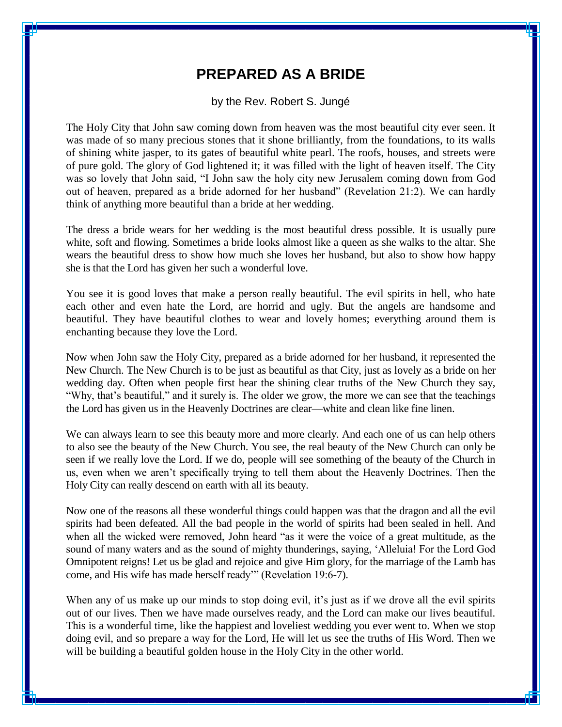# PREPARED AS A BRIDE

by the Rev. Robert S. Jungé

The Holy City that John saw coming down from heaven was the most beautiful city ever seen. It was made of so many precious stones that it shone brilliantly, from the foundations, to its walls of shining white jasper, to its gates of beautiful white pearl. The roofs, houses, and streets were of pure gold. The glory of God lightened it; it was filled with the light of heaven itself. The City was so lovely that John said, "I John saw the holy city new Jerusalem coming down from God out of heaven, prepared as a bride adorned for her husband" (Revelation 21:2). We can hardly think of anything more beautiful than a bride at her wedding.

The dress a bride wears for her wedding is the most beautiful dress possible. It is usually pure white, soft and flowing. Sometimes a bride looks almost like a queen as she walks to the altar. She wears the beautiful dress to show how much she loves her husband, but also to show how happy she is that the Lord has given her such a wonderful love.

You see it is good loves that make a person really beautiful. The evil spirits in hell, who hate each other and even hate the Lord, are horrid and ugly. But the angels are handsome and beautiful. They have beautiful clothes to wear and lovely homes; everything around them is enchanting because they love the Lord.

Now when John saw the Holy City, prepared as a bride adorned for her husband, it represented the New Church. The New Church is to be just as beautiful as that City, just as lovely as a bride on her wedding day. Often when people first hear the shining clear truths of the New Church they say, "Why, that's beautiful," and it surely is. The older we grow, the more we can see that the teachings the Lord has given us in the Heavenly Doctrines are clear—white and clean like fine linen.

We can always learn to see this beauty more and more clearly. And each one of us can help others to also see the beauty of the New Church. You see, the real beauty of the New Church can only be seen if we really love the Lord. If we do, people will see something of the beauty of the Church in us, even when we aren't specifically trying to tell them about the Heavenly Doctrines. Then the Holy City can really descend on earth with all its beauty.

Now one of the reasons all these wonderful things could happen was that the dragon and all the evil spirits had been defeated. All the bad people in the world of spirits had been sealed in hell. And when all the wicked were removed, John heard "as it were the voice of a great multitude, as the sound of many waters and as the sound of mighty thunderings, saying, 'Alleluia! For the Lord God Omnipotent reigns! Let us be glad and rejoice and give Him glory, for the marriage of the Lamb has come, and His wife has made herself ready'" (Revelation 19:6-7).

When any of us make up our minds to stop doing evil, it's just as if we drove all the evil spirits out of our lives. Then we have made ourselves ready, and the Lord can make our lives beautiful. This is a wonderful time, like the happiest and loveliest wedding you ever went to. When we stop doing evil, and so prepare a way for the Lord, He will let us see the truths of His Word. Then we will be building a beautiful golden house in the Holy City in the other world.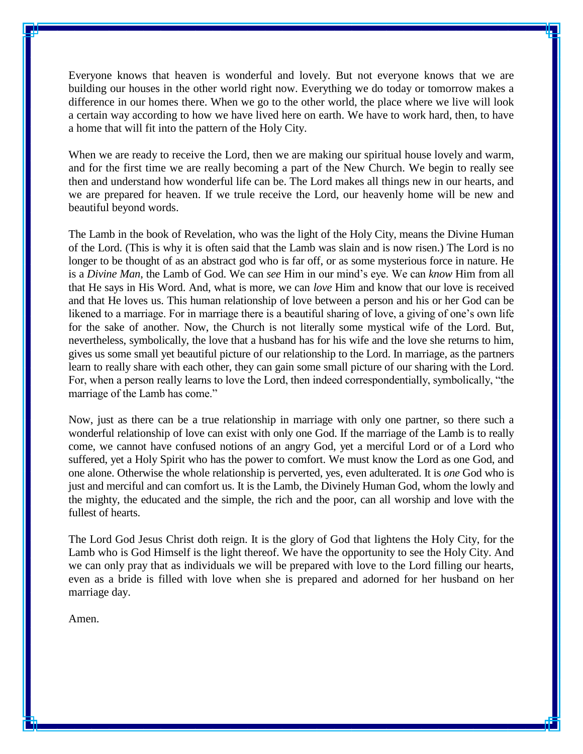Everyone knows that heaven is wonderful and lovely. But not everyone knows that we are building our houses in the other world right now. Everything we do today or tomorrow makes a difference in our homes there. When we go to the other world, the place where we live will look a certain way according to how we have lived here on earth. We have to work hard, then, to have a home that will fit into the pattern of the Holy City.

When we are ready to receive the Lord, then we are making our spiritual house lovely and warm, and for the first time we are really becoming a part of the New Church. We begin to really see then and understand how wonderful life can be. The Lord makes all things new in our hearts, and we are prepared for heaven. If we trule receive the Lord, our heavenly home will be new and beautiful beyond words.

The Lamb in the book of Revelation, who was the light of the Holy City, means the Divine Human of the Lord. (This is why it is often said that the Lamb was slain and is now risen.) The Lord is no longer to be thought of as an abstract god who is far off, or as some mysterious force in nature. He is a *Divine Man*, the Lamb of God. We can *see* Him in our mind's eye. We can *know* Him from all that He says in His Word. And, what is more, we can *love* Him and know that our love is received and that He loves us. This human relationship of love between a person and his or her God can be likened to a marriage. For in marriage there is a beautiful sharing of love, a giving of one's own life for the sake of another. Now, the Church is not literally some mystical wife of the Lord. But, nevertheless, symbolically, the love that a husband has for his wife and the love she returns to him, gives us some small yet beautiful picture of our relationship to the Lord. In marriage, as the partners learn to really share with each other, they can gain some small picture of our sharing with the Lord. For, when a person really learns to love the Lord, then indeed correspondentially, symbolically, "the marriage of the Lamb has come."

Now, just as there can be a true relationship in marriage with only one partner, so there such a wonderful relationship of love can exist with only one God. If the marriage of the Lamb is to really come, we cannot have confused notions of an angry God, yet a merciful Lord or of a Lord who suffered, yet a Holy Spirit who has the power to comfort. We must know the Lord as one God, and one alone. Otherwise the whole relationship is perverted, yes, even adulterated. It is *one* God who is just and merciful and can comfort us. It is the Lamb, the Divinely Human God, whom the lowly and the mighty, the educated and the simple, the rich and the poor, can all worship and love with the fullest of hearts.

The Lord God Jesus Christ doth reign. It is the glory of God that lightens the Holy City, for the Lamb who is God Himself is the light thereof. We have the opportunity to see the Holy City. And we can only pray that as individuals we will be prepared with love to the Lord filling our hearts, even as a bride is filled with love when she is prepared and adorned for her husband on her marriage day.

Amen.